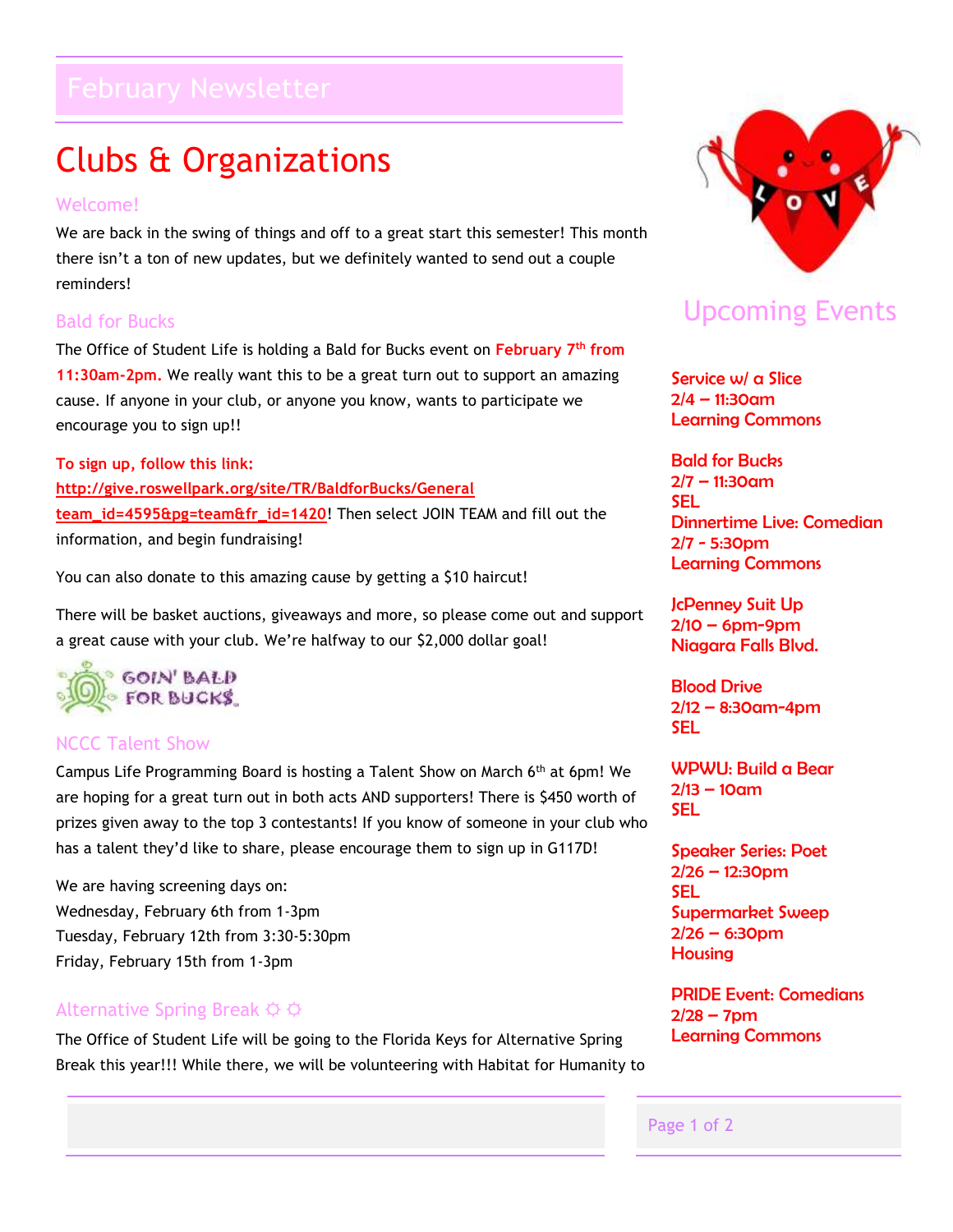# February Newsletter

# Clubs & Organizations

## Welcome!

We are back in the swing of things and off to a great start this semester! This month there isn't a ton of new updates, but we definitely wanted to send out a couple reminders!

## Bald for Bucks

The Office of Student Life is holding a Bald for Bucks event on **February 7th from 11:30am-2pm.** We really want this to be a great turn out to support an amazing cause. If anyone in your club, or anyone you know, wants to participate we encourage you to sign up!!

**To sign up, follow this link:** http://give.roswellpark.org/site/TR/BaldforBucks/General team_id=4595&pg=team&fr_id=1420! Then select JOIN TEAM and fill out the information, and begin fundraising!

You can also donate to this amazing cause by getting a $10 haircut!

There will be basket auctions, giveaways and more, so please come out and support a great cause with your club. We're halfway to our $2,000 dollar goal!

GOIN' BALD FOR BUCK$

## NCCC Talent Show

Campus Life Programming Board is hosting a Talent Show on March 6th at 6pm! We are hoping for a great turn out in both acts AND supporters! There is $450 worth of prizes given away to the top 3 contestants! If you know of someone in your club who has a talent they'd like to share, please encourage them to sign up in G117D!

We are having screening days on:
Wednesday, February 6th from 1-3pm
Tuesday, February 12th from 3:30-5:30pm
Friday, February 15th from 1-3pm

## Alternative Spring Break ☼ ☼

The Office of Student Life will be going to the Florida Keys for Alternative Spring Break this year!!! While there, we will be volunteering with Habitat for Humanity to

## Upcoming Events

**Service w/ a Slice**
**2/4 – 11:30am**
**Learning Commons**

**Bald for Bucks**
**2/7 – 11:30am**
**SEL**
**Dinnertime Live: Comedian**
**2/7 - 5:30pm**
**Learning Commons**

**JcPenney Suit Up**
**2/10 – 6pm-9pm**
**Niagara Falls Blvd.**

**Blood Drive**
**2/12 – 8:30am-4pm**
**SEL**

**WPWU: Build a Bear**
**2/13 – 10am**
**SEL**

**Speaker Series: Poet**
**2/26 – 12:30pm**
**SEL**
**Supermarket Sweep**
**2/26 – 6:30pm**
**Housing**

**PRIDE Event: Comedians**
**2/28 – 7pm**
**Learning Commons**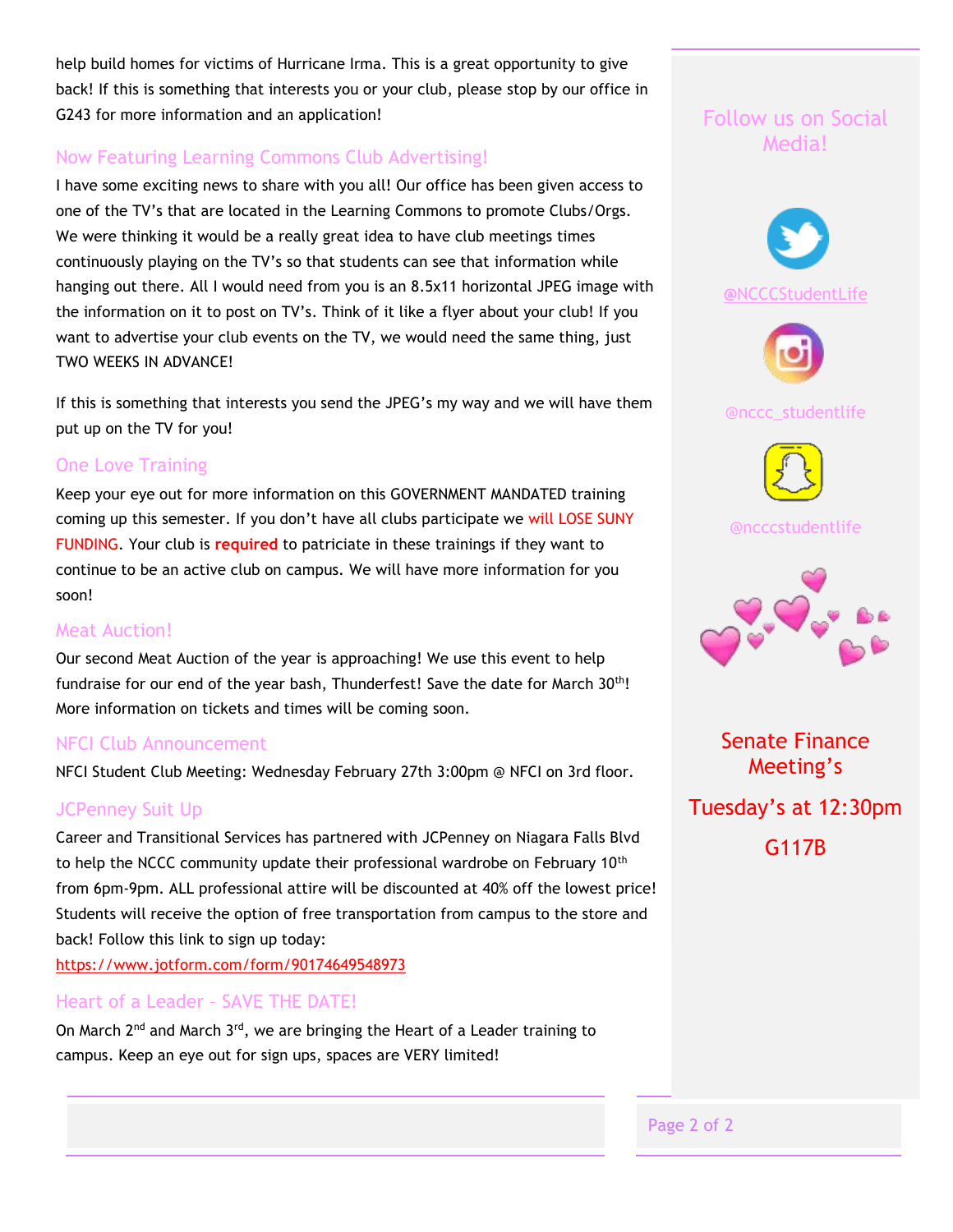help build homes for victims of Hurricane Irma. This is a great opportunity to give back! If this is something that interests you or your club, please stop by our office in G243 for more information and an application!

## Now Featuring Learning Commons Club Advertising!

I have some exciting news to share with you all! Our office has been given access to one of the TV's that are located in the Learning Commons to promote Clubs/Orgs. We were thinking it would be a really great idea to have club meetings times continuously playing on the TV's so that students can see that information while hanging out there. All I would need from you is an 8.5x11 horizontal JPEG image with the information on it to post on TV's. Think of it like a flyer about your club! If you want to advertise your club events on the TV, we would need the same thing, just TWO WEEKS IN ADVANCE!

If this is something that interests you send the JPEG's my way and we will have them put up on the TV for you!

## One Love Training

Keep your eye out for more information on this GOVERNMENT MANDATED training coming up this semester. If you don't have all clubs participate we will LOSE SUNY FUNDING. Your club is **required** to patriciate in these trainings if they want to continue to be an active club on campus. We will have more information for you soon!

## Meat Auction!

Our second Meat Auction of the year is approaching! We use this event to help fundraise for our end of the year bash, Thunderfest! Save the date for March 30th! More information on tickets and times will be coming soon.

## NFCI Club Announcement

NFCI Student Club Meeting: Wednesday February 27th 3:00pm @ NFCI on 3rd floor.

## JCPenney Suit Up

Career and Transitional Services has partnered with JCPenney on Niagara Falls Blvd to help the NCCC community update their professional wardrobe on February 10th from 6pm-9pm. ALL professional attire will be discounted at 40% off the lowest price! Students will receive the option of free transportation from campus to the store and back! Follow this link to sign up today:
https://www.jotform.com/form/90174649548973

## Heart of a Leader – SAVE THE DATE!

On March 2nd and March 3rd, we are bringing the Heart of a Leader training to campus. Keep an eye out for sign ups, spaces are VERY limited!

## Follow us on Social Media!

@NCCCStudentLife

@nccc_studentlife

@ncccstudentlife

## Senate Finance Meeting's

Tuesday's at 12:30pm

G117B